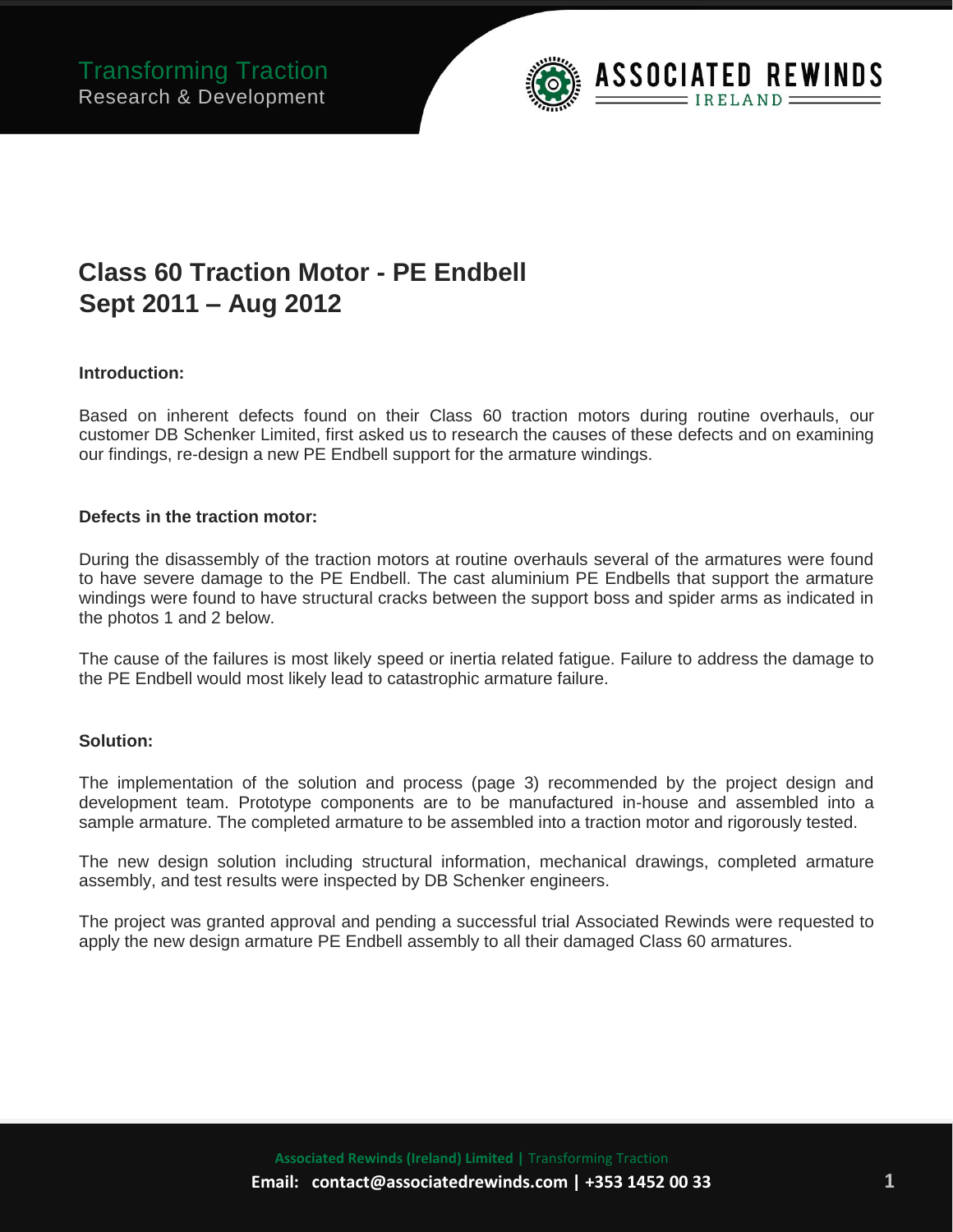# Class 60 Traction Motor - PE Endbell
# Sept 2011 – Aug 2012

**Introduction:**

Based on inherent defects found on their Class 60 traction motors during routine overhauls, our customer DB Schenker Limited, first asked us to research the causes of these defects and on examining our findings, re-design a new PE Endbell support for the armature windings.

**Defects in the traction motor:**

During the disassembly of the traction motors at routine overhauls several of the armatures were found to have severe damage to the PE Endbell. The cast aluminium PE Endbells that support the armature windings were found to have structural cracks between the support boss and spider arms as indicated in the photos 1 and 2 below.

The cause of the failures is most likely speed or inertia related fatigue. Failure to address the damage to the PE Endbell would most likely lead to catastrophic armature failure.

**Solution:**

The implementation of the solution and process (page 3) recommended by the project design and development team. Prototype components are to be manufactured in-house and assembled into a sample armature. The completed armature to be assembled into a traction motor and rigorously tested.

The new design solution including structural information, mechanical drawings, completed armature assembly, and test results were inspected by DB Schenker engineers.

The project was granted approval and pending a successful trial Associated Rewinds were requested to apply the new design armature PE Endbell assembly to all their damaged Class 60 armatures.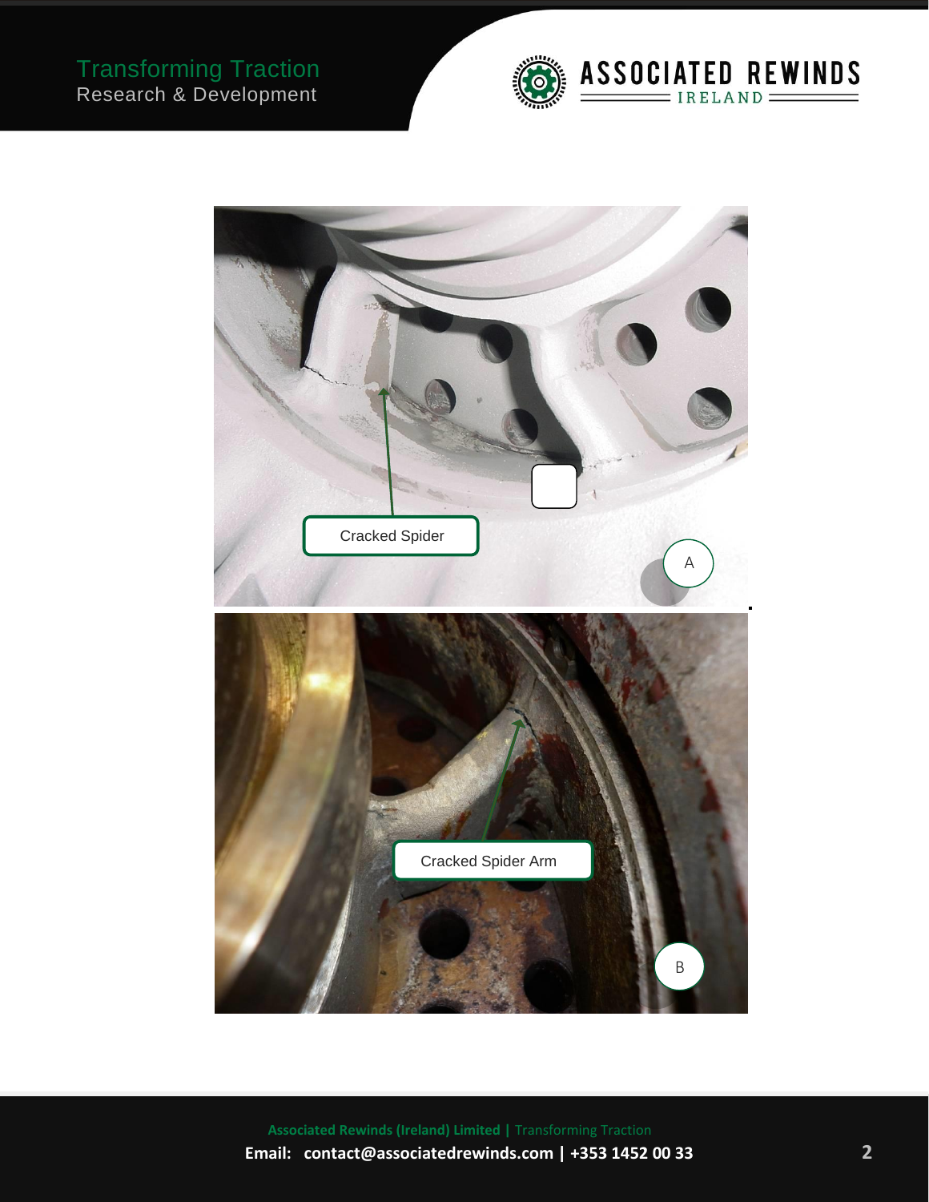Cracked Spider

A

Cracked Spider Arm

B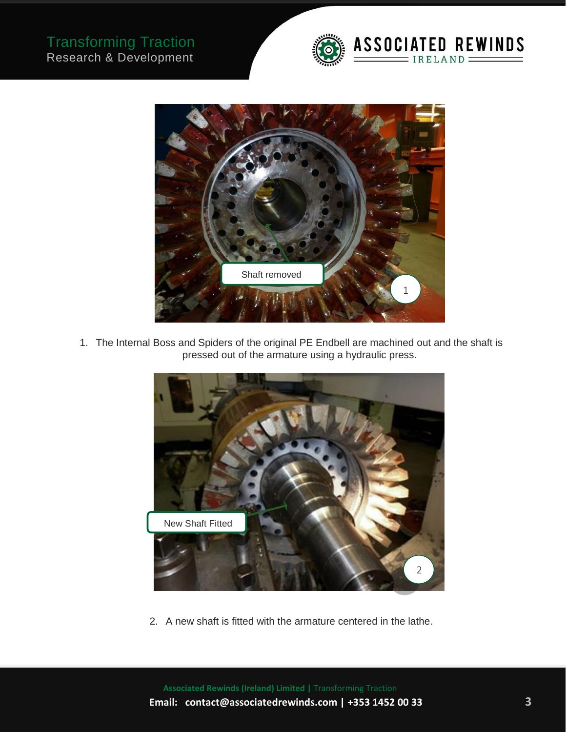1. The Internal Boss and Spiders of the original PE Endbell are machined out and the shaft is pressed out of the armature using a hydraulic press.

2. A new shaft is fitted with the armature centered in the lathe.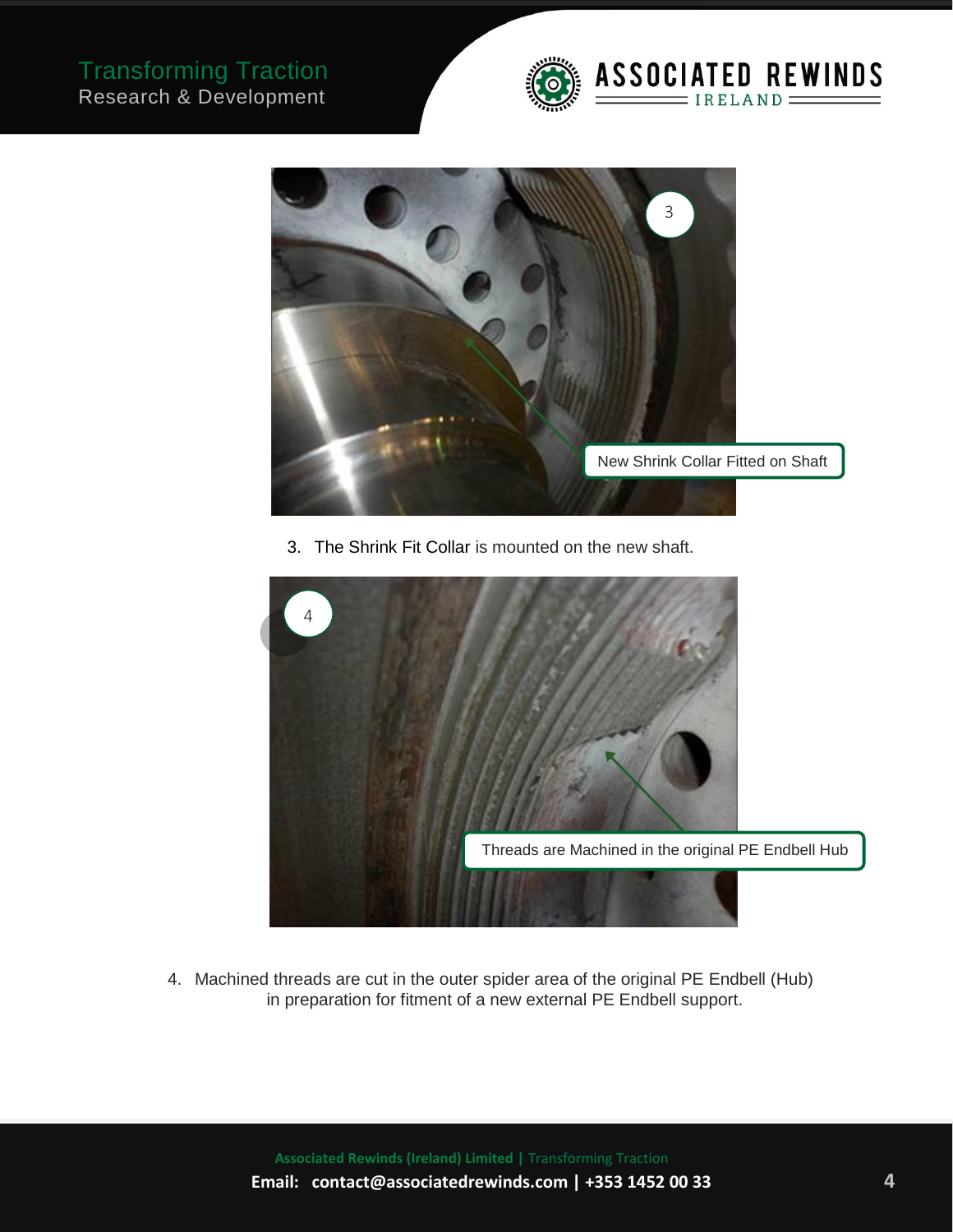New Shrink Collar Fitted on Shaft

3. The Shrink Fit Collar is mounted on the new shaft.

Threads are Machined in the original PE Endbell Hub

4. Machined threads are cut in the outer spider area of the original PE Endbell (Hub) in preparation for fitment of a new external PE Endbell support.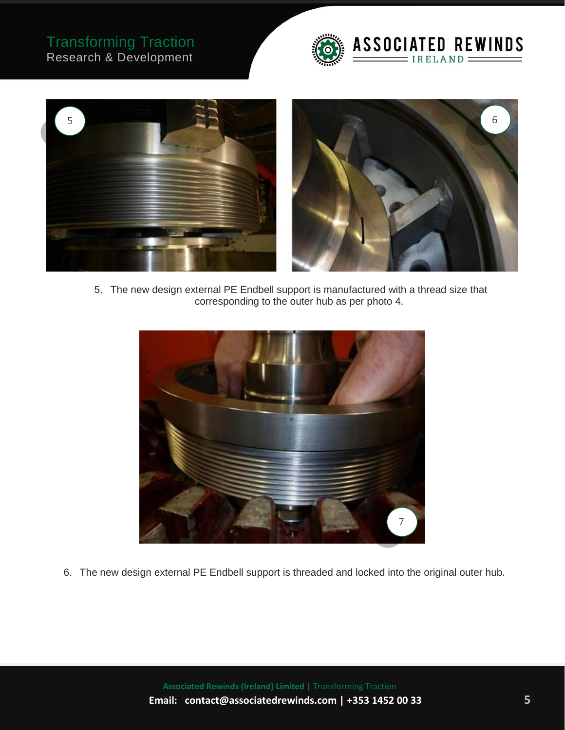5. The new design external PE Endbell support is manufactured with a thread size that corresponding to the outer hub as per photo 4.

6. The new design external PE Endbell support is threaded and locked into the original outer hub.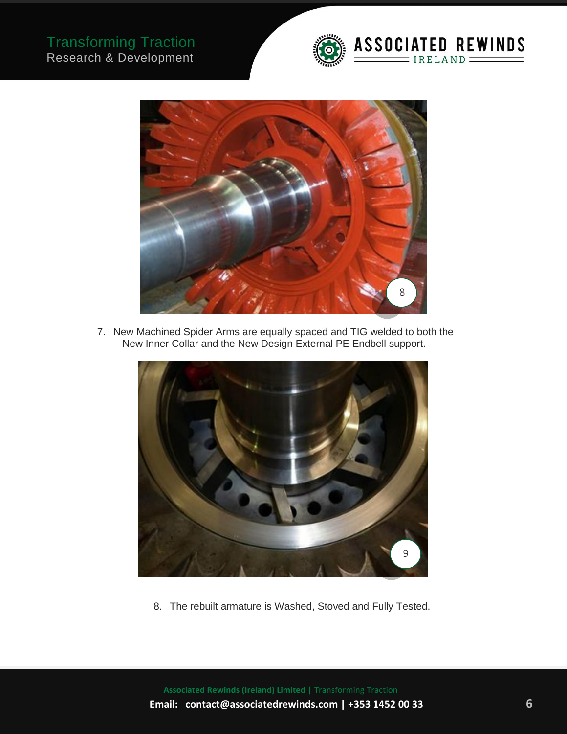7. New Machined Spider Arms are equally spaced and TIG welded to both the New Inner Collar and the New Design External PE Endbell support.

8. The rebuilt armature is Washed, Stoved and Fully Tested.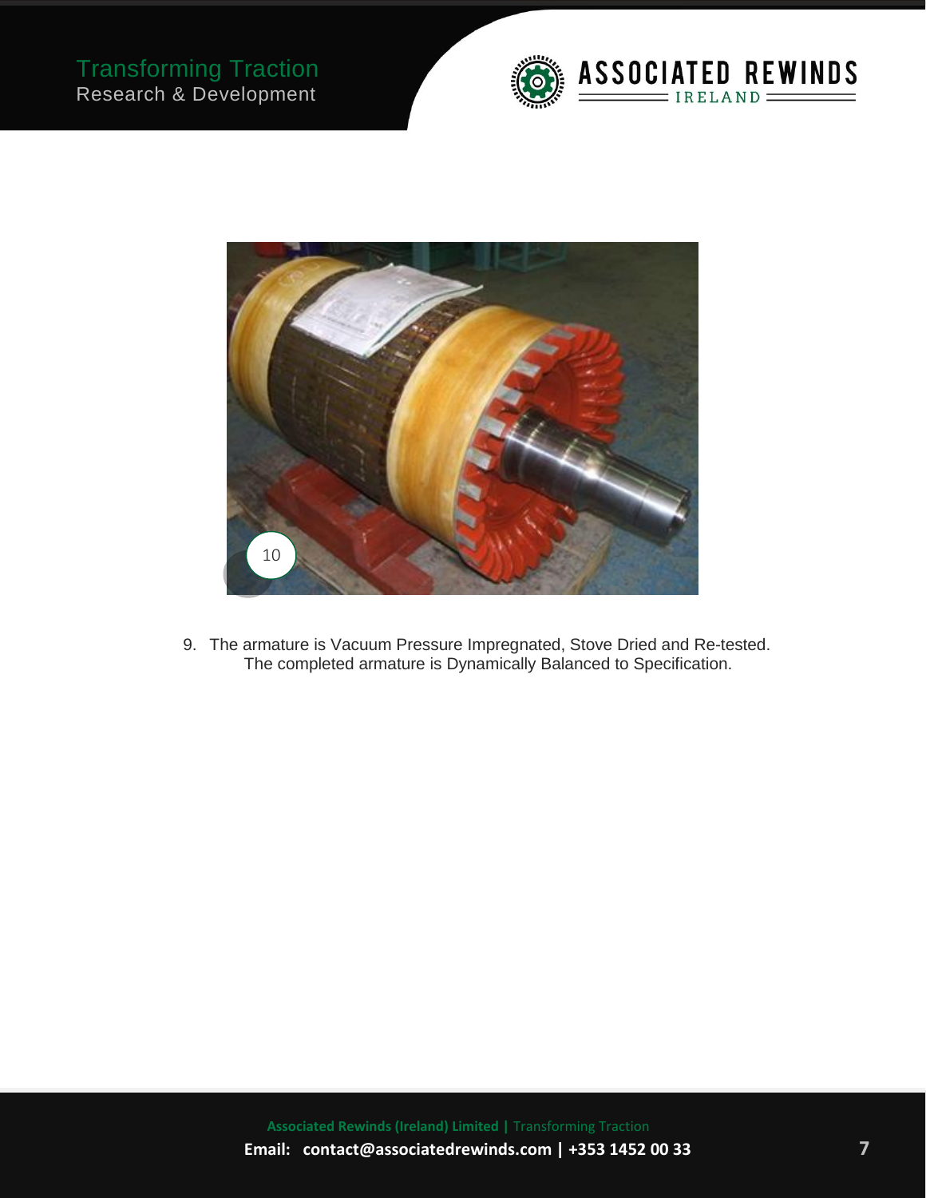9. The armature is Vacuum Pressure Impregnated, Stove Dried and Re-tested. The completed armature is Dynamically Balanced to Specification.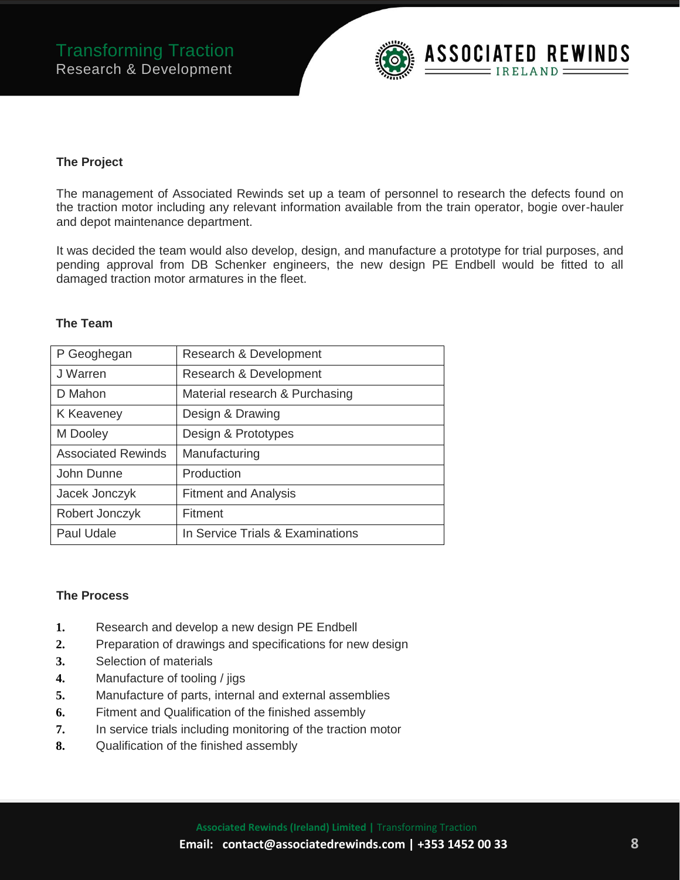## The Project

The management of Associated Rewinds set up a team of personnel to research the defects found on the traction motor including any relevant information available from the train operator, bogie over-hauler and depot maintenance department.

It was decided the team would also develop, design, and manufacture a prototype for trial purposes, and pending approval from DB Schenker engineers, the new design PE Endbell would be fitted to all damaged traction motor armatures in the fleet.

## The Team

| | |
|---|---|
| P Geoghegan | Research & Development |
| J Warren | Research & Development |
| D Mahon | Material research & Purchasing |
| K Keaveney | Design & Drawing |
| M Dooley | Design & Prototypes |
| Associated Rewinds | Manufacturing |
| John Dunne | Production |
| Jacek Jonczyk | Fitment and Analysis |
| Robert Jonczyk | Fitment |
| Paul Udale | In Service Trials & Examinations |

## The Process

1. Research and develop a new design PE Endbell
2. Preparation of drawings and specifications for new design
3. Selection of materials
4. Manufacture of tooling / jigs
5. Manufacture of parts, internal and external assemblies
6. Fitment and Qualification of the finished assembly
7. In service trials including monitoring of the traction motor
8. Qualification of the finished assembly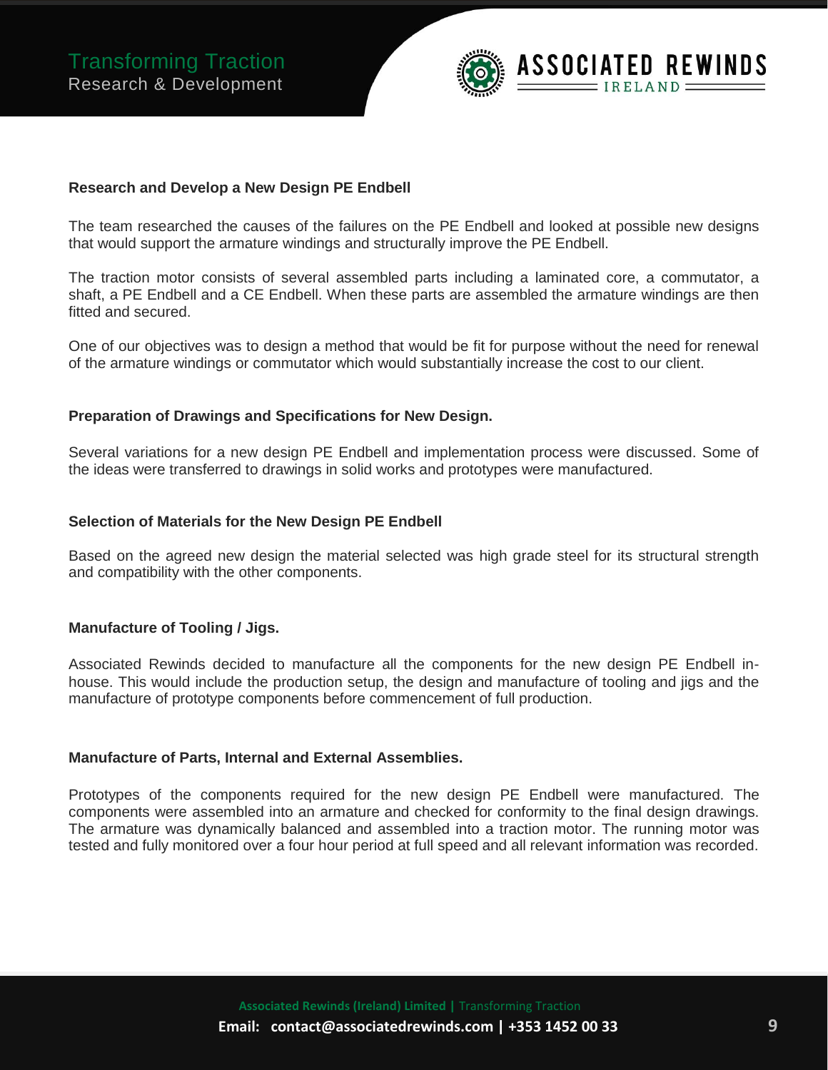### Research and Develop a New Design PE Endbell

The team researched the causes of the failures on the PE Endbell and looked at possible new designs that would support the armature windings and structurally improve the PE Endbell.

The traction motor consists of several assembled parts including a laminated core, a commutator, a shaft, a PE Endbell and a CE Endbell. When these parts are assembled the armature windings are then fitted and secured.

One of our objectives was to design a method that would be fit for purpose without the need for renewal of the armature windings or commutator which would substantially increase the cost to our client.

### Preparation of Drawings and Specifications for New Design.

Several variations for a new design PE Endbell and implementation process were discussed. Some of the ideas were transferred to drawings in solid works and prototypes were manufactured.

### Selection of Materials for the New Design PE Endbell

Based on the agreed new design the material selected was high grade steel for its structural strength and compatibility with the other components.

### Manufacture of Tooling / Jigs.

Associated Rewinds decided to manufacture all the components for the new design PE Endbell in-house. This would include the production setup, the design and manufacture of tooling and jigs and the manufacture of prototype components before commencement of full production.

### Manufacture of Parts, Internal and External Assemblies.

Prototypes of the components required for the new design PE Endbell were manufactured. The components were assembled into an armature and checked for conformity to the final design drawings. The armature was dynamically balanced and assembled into a traction motor. The running motor was tested and fully monitored over a four hour period at full speed and all relevant information was recorded.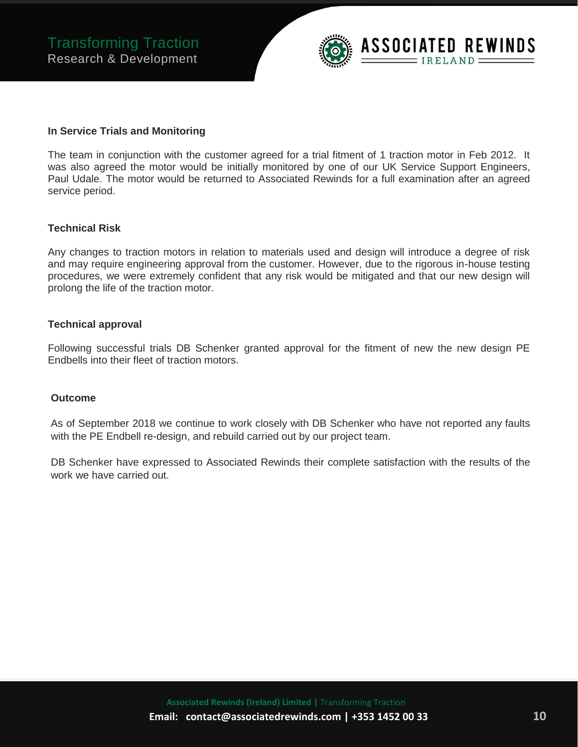**In Service Trials and Monitoring**

The team in conjunction with the customer agreed for a trial fitment of 1 traction motor in Feb 2012. It was also agreed the motor would be initially monitored by one of our UK Service Support Engineers, Paul Udale. The motor would be returned to Associated Rewinds for a full examination after an agreed service period.

**Technical Risk**

Any changes to traction motors in relation to materials used and design will introduce a degree of risk and may require engineering approval from the customer. However, due to the rigorous in-house testing procedures, we were extremely confident that any risk would be mitigated and that our new design will prolong the life of the traction motor.

**Technical approval**

Following successful trials DB Schenker granted approval for the fitment of new the new design PE Endbells into their fleet of traction motors.

**Outcome**

As of September 2018 we continue to work closely with DB Schenker who have not reported any faults with the PE Endbell re-design, and rebuild carried out by our project team.

DB Schenker have expressed to Associated Rewinds their complete satisfaction with the results of the work we have carried out.